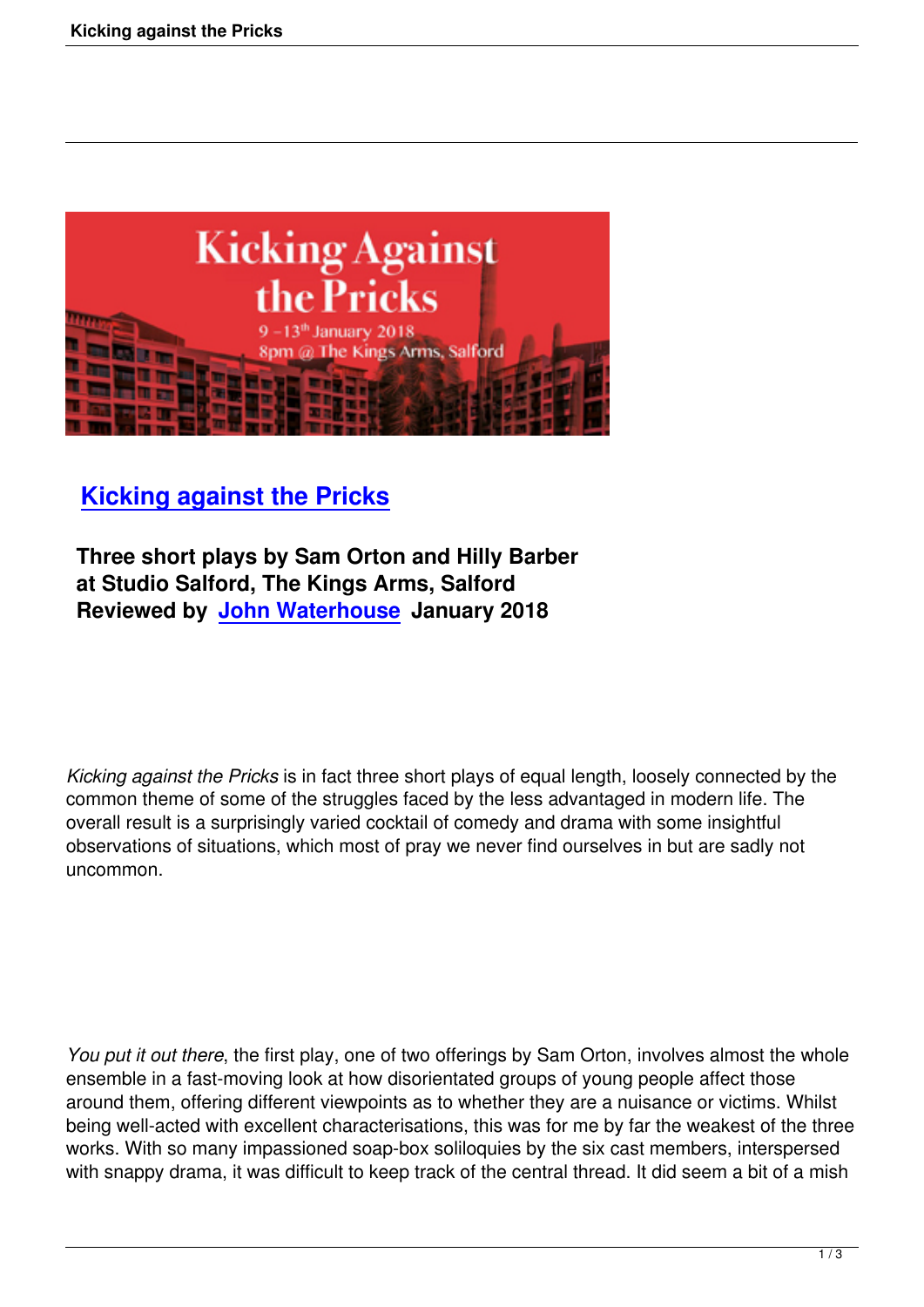# Kicking against the Pricks

**Three short plays by Sam Orton and Hilly Barber at Studio Salford, The Kings Arms, Salford Reviewed by John Waterhouse January 2018**

*Kicking against the Pricks* is in fact three short plays of equal length, loosely connected by the common theme of some of the struggles faced by the less advantaged in modern life. The overall result is a surprisingly varied cocktail of comedy and drama with some insightful observations of situations, which most of pray we never find ourselves in but are sadly not uncommon.

*You put it out there*, the first play, one of two offerings by Sam Orton, involves almost the whole ensemble in a fast-moving look at how disorientated groups of young people affect those around them, offering different viewpoints as to whether they are a nuisance or victims. Whilst being well-acted with excellent characterisations, this was for me by far the weakest of the three works. With so many impassioned soap-box soliloquies by the six cast members, interspersed with snappy drama, it was difficult to keep track of the central thread. It did seem a bit of a mish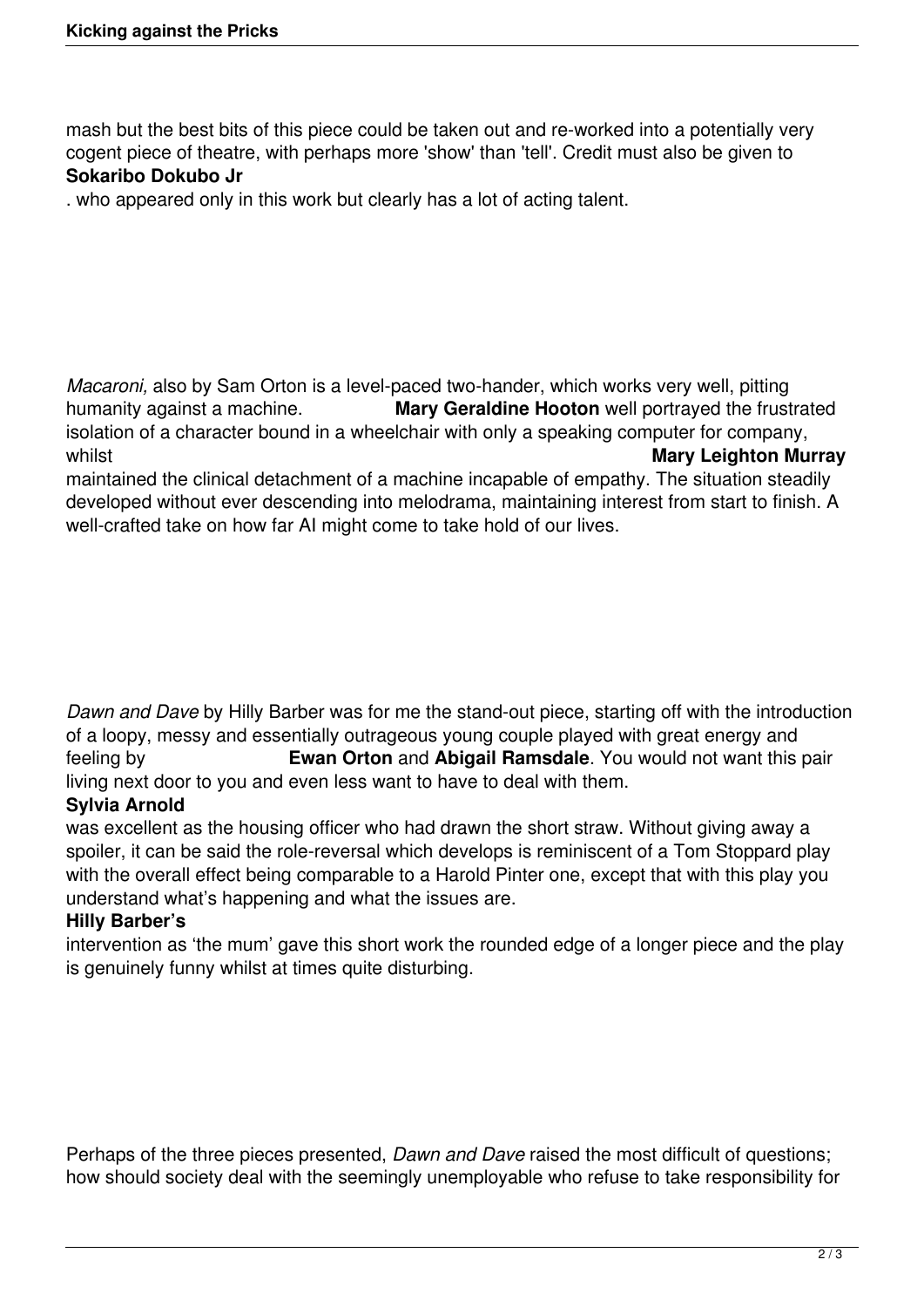mash but the best bits of this piece could be taken out and re-worked into a potentially very cogent piece of theatre, with perhaps more 'show' than 'tell'. Credit must also be given to **Sokaribo Dokubo Jr**. who appeared only in this work but clearly has a lot of acting talent.

*Macaroni,* also by Sam Orton is a level-paced two-hander, which works very well, pitting humanity against a machine. **Mary Geraldine Hooton** well portrayed the frustrated isolation of a character bound in a wheelchair with only a speaking computer for company, whilst **Mary Leighton Murray** maintained the clinical detachment of a machine incapable of empathy. The situation steadily developed without ever descending into melodrama, maintaining interest from start to finish. A well-crafted take on how far AI might come to take hold of our lives.

*Dawn and Dave* by Hilly Barber was for me the stand-out piece, starting off with the introduction of a loopy, messy and essentially outrageous young couple played with great energy and feeling by **Ewan Orton** and **Abigail Ramsdale**. You would not want this pair living next door to you and even less want to have to deal with them. **Sylvia Arnold** was excellent as the housing officer who had drawn the short straw. Without giving away a spoiler, it can be said the role-reversal which develops is reminiscent of a Tom Stoppard play with the overall effect being comparable to a Harold Pinter one, except that with this play you understand what's happening and what the issues are. **Hilly Barber's** intervention as 'the mum' gave this short work the rounded edge of a longer piece and the play is genuinely funny whilst at times quite disturbing.

Perhaps of the three pieces presented, *Dawn and Dave* raised the most difficult of questions; how should society deal with the seemingly unemployable who refuse to take responsibility for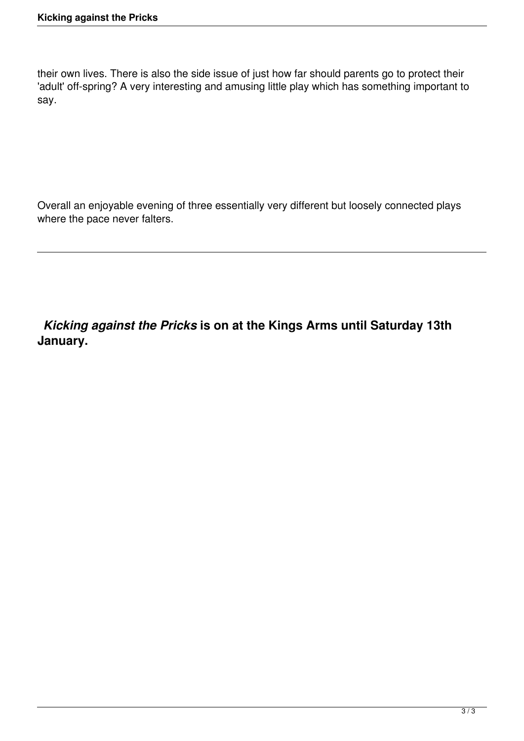their own lives. There is also the side issue of just how far should parents go to protect their 'adult' off-spring? A very interesting and amusing little play which has something important to say.

Overall an enjoyable evening of three essentially very different but loosely connected plays where the pace never falters.

---

***Kicking against the Pricks*** **is on at the Kings Arms until Saturday 13th January.**